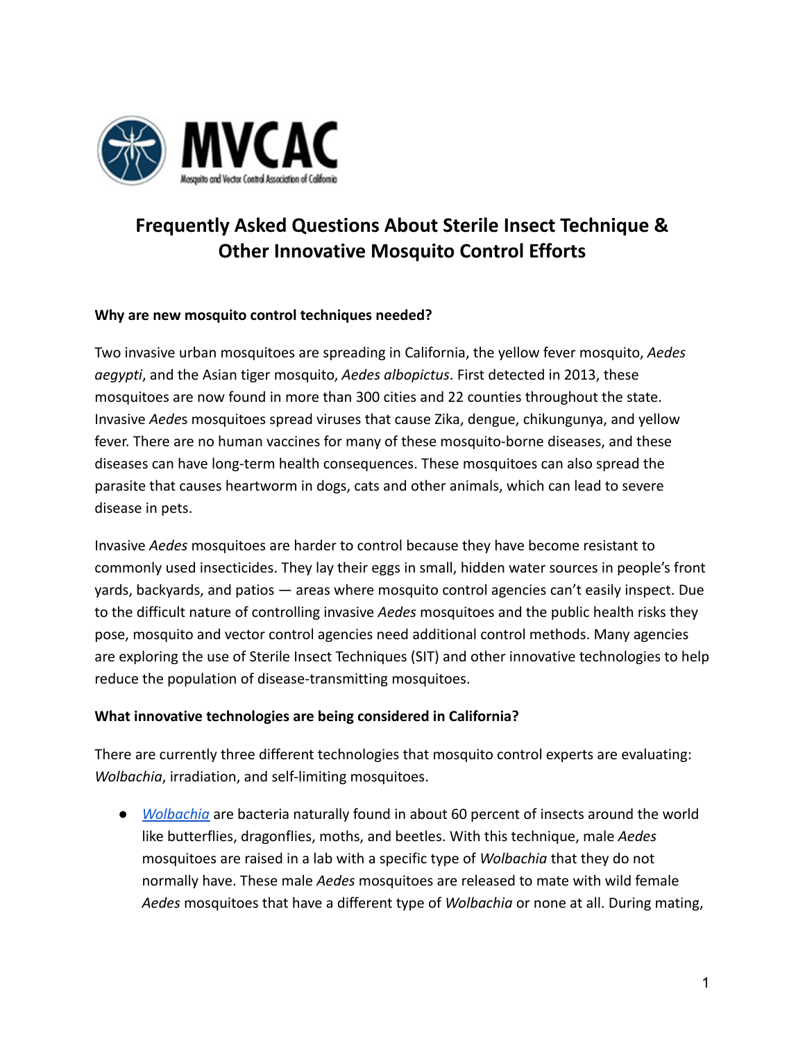**MVCAC**

Mosquito and Vector Control Association of California

# Frequently Asked Questions About Sterile Insect Technique & Other Innovative Mosquito Control Efforts

**Why are new mosquito control techniques needed?**

Two invasive urban mosquitoes are spreading in California, the yellow fever mosquito, *Aedes aegypti*, and the Asian tiger mosquito, *Aedes albopictus*. First detected in 2013, these mosquitoes are now found in more than 300 cities and 22 counties throughout the state. Invasive *Aede*s mosquitoes spread viruses that cause Zika, dengue, chikungunya, and yellow fever. There are no human vaccines for many of these mosquito-borne diseases, and these diseases can have long-term health consequences. These mosquitoes can also spread the parasite that causes heartworm in dogs, cats and other animals, which can lead to severe disease in pets.

Invasive *Aedes* mosquitoes are harder to control because they have become resistant to commonly used insecticides. They lay their eggs in small, hidden water sources in people's front yards, backyards, and patios — areas where mosquito control agencies can't easily inspect. Due to the difficult nature of controlling invasive *Aedes* mosquitoes and the public health risks they pose, mosquito and vector control agencies need additional control methods. Many agencies are exploring the use of Sterile Insect Techniques (SIT) and other innovative technologies to help reduce the population of disease-transmitting mosquitoes.

**What innovative technologies are being considered in California?**

There are currently three different technologies that mosquito control experts are evaluating: *Wolbachia*, irradiation, and self-limiting mosquitoes.

- *Wolbachia* are bacteria naturally found in about 60 percent of insects around the world like butterflies, dragonflies, moths, and beetles. With this technique, male *Aedes* mosquitoes are raised in a lab with a specific type of *Wolbachia* that they do not normally have. These male *Aedes* mosquitoes are released to mate with wild female *Aedes* mosquitoes that have a different type of *Wolbachia* or none at all. During mating,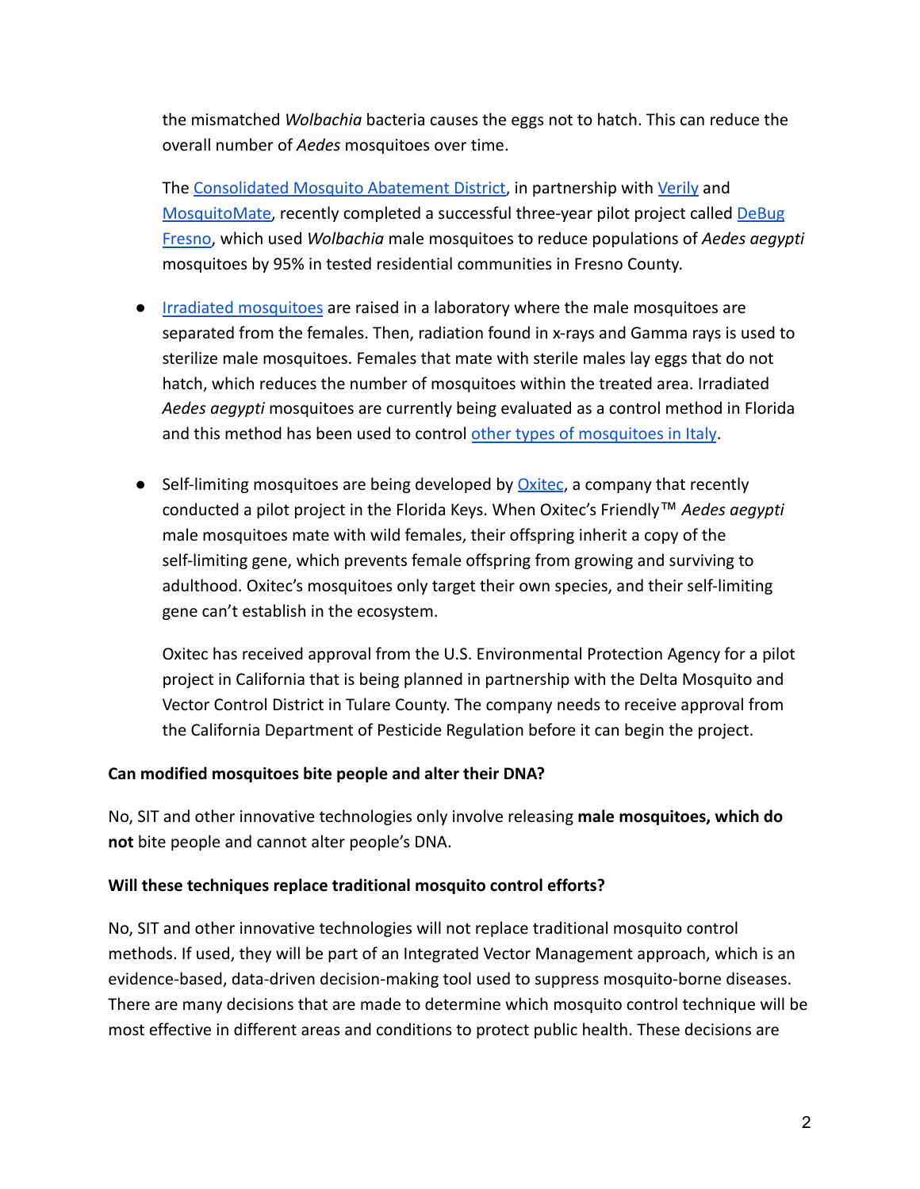the mismatched *Wolbachia* bacteria causes the eggs not to hatch. This can reduce the overall number of *Aedes* mosquitoes over time.

The Consolidated Mosquito Abatement District, in partnership with Verily and MosquitoMate, recently completed a successful three-year pilot project called DeBug Fresno, which used *Wolbachia* male mosquitoes to reduce populations of *Aedes aegypti* mosquitoes by 95% in tested residential communities in Fresno County.

- Irradiated mosquitoes are raised in a laboratory where the male mosquitoes are separated from the females. Then, radiation found in x-rays and Gamma rays is used to sterilize male mosquitoes. Females that mate with sterile males lay eggs that do not hatch, which reduces the number of mosquitoes within the treated area. Irradiated *Aedes aegypti* mosquitoes are currently being evaluated as a control method in Florida and this method has been used to control other types of mosquitoes in Italy.

- Self-limiting mosquitoes are being developed by Oxitec, a company that recently conducted a pilot project in the Florida Keys. When Oxitec's Friendly™ *Aedes aegypti* male mosquitoes mate with wild females, their offspring inherit a copy of the self-limiting gene, which prevents female offspring from growing and surviving to adulthood. Oxitec's mosquitoes only target their own species, and their self-limiting gene can't establish in the ecosystem.

  Oxitec has received approval from the U.S. Environmental Protection Agency for a pilot project in California that is being planned in partnership with the Delta Mosquito and Vector Control District in Tulare County. The company needs to receive approval from the California Department of Pesticide Regulation before it can begin the project.

**Can modified mosquitoes bite people and alter their DNA?**

No, SIT and other innovative technologies only involve releasing **male mosquitoes, which do not** bite people and cannot alter people's DNA.

**Will these techniques replace traditional mosquito control efforts?**

No, SIT and other innovative technologies will not replace traditional mosquito control methods. If used, they will be part of an Integrated Vector Management approach, which is an evidence-based, data-driven decision-making tool used to suppress mosquito-borne diseases. There are many decisions that are made to determine which mosquito control technique will be most effective in different areas and conditions to protect public health. These decisions are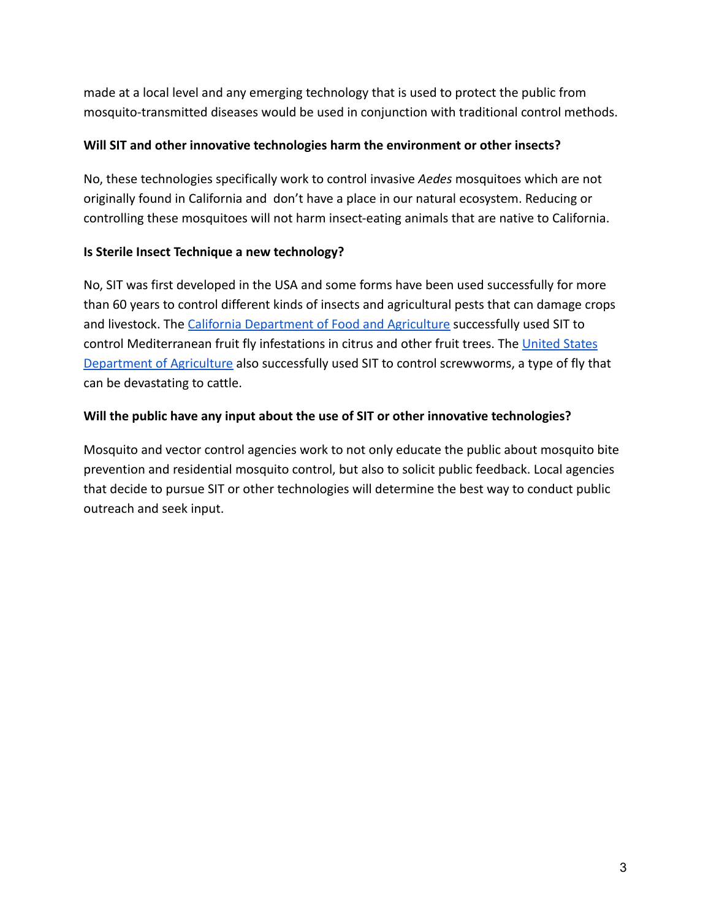made at a local level and any emerging technology that is used to protect the public from mosquito-transmitted diseases would be used in conjunction with traditional control methods.

**Will SIT and other innovative technologies harm the environment or other insects?**

No, these technologies specifically work to control invasive *Aedes* mosquitoes which are not originally found in California and don't have a place in our natural ecosystem. Reducing or controlling these mosquitoes will not harm insect-eating animals that are native to California.

**Is Sterile Insect Technique a new technology?**

No, SIT was first developed in the USA and some forms have been used successfully for more than 60 years to control different kinds of insects and agricultural pests that can damage crops and livestock. The California Department of Food and Agriculture successfully used SIT to control Mediterranean fruit fly infestations in citrus and other fruit trees. The United States Department of Agriculture also successfully used SIT to control screwworms, a type of fly that can be devastating to cattle.

**Will the public have any input about the use of SIT or other innovative technologies?**

Mosquito and vector control agencies work to not only educate the public about mosquito bite prevention and residential mosquito control, but also to solicit public feedback. Local agencies that decide to pursue SIT or other technologies will determine the best way to conduct public outreach and seek input.